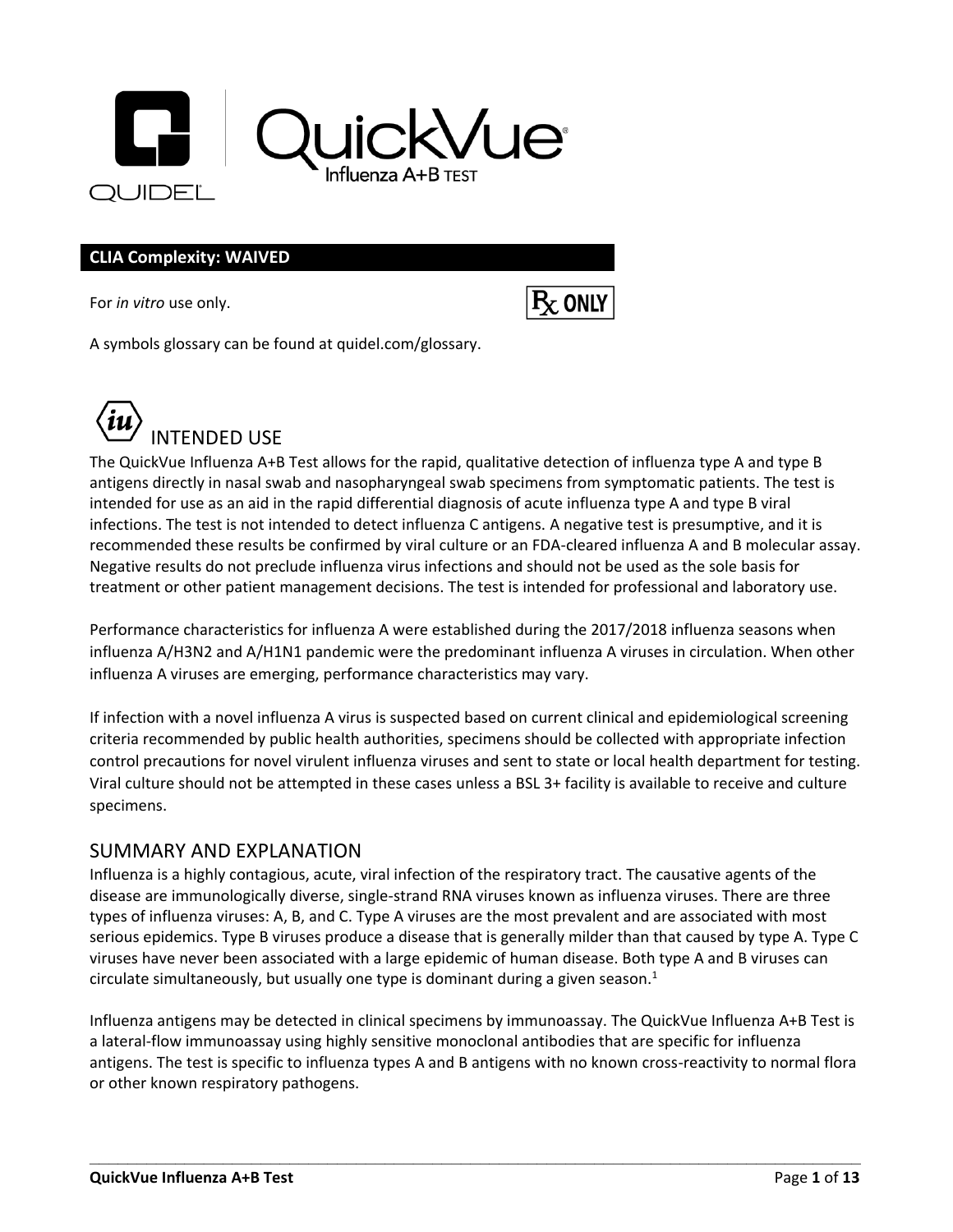# QuickVue Influenza A+B Test

**CLIA Complexity: WAIVED**

For *in vitro* use only.

Rx ONLY

A symbols glossary can be found at quidel.com/glossary.

## INTENDED USE

The QuickVue Influenza A+B Test allows for the rapid, qualitative detection of influenza type A and type B antigens directly in nasal swab and nasopharyngeal swab specimens from symptomatic patients. The test is intended for use as an aid in the rapid differential diagnosis of acute influenza type A and type B viral infections. The test is not intended to detect influenza C antigens. A negative test is presumptive, and it is recommended these results be confirmed by viral culture or an FDA-cleared influenza A and B molecular assay. Negative results do not preclude influenza virus infections and should not be used as the sole basis for treatment or other patient management decisions. The test is intended for professional and laboratory use.

Performance characteristics for influenza A were established during the 2017/2018 influenza seasons when influenza A/H3N2 and A/H1N1 pandemic were the predominant influenza A viruses in circulation. When other influenza A viruses are emerging, performance characteristics may vary.

If infection with a novel influenza A virus is suspected based on current clinical and epidemiological screening criteria recommended by public health authorities, specimens should be collected with appropriate infection control precautions for novel virulent influenza viruses and sent to state or local health department for testing. Viral culture should not be attempted in these cases unless a BSL 3+ facility is available to receive and culture specimens.

## SUMMARY AND EXPLANATION

Influenza is a highly contagious, acute, viral infection of the respiratory tract. The causative agents of the disease are immunologically diverse, single-strand RNA viruses known as influenza viruses. There are three types of influenza viruses: A, B, and C. Type A viruses are the most prevalent and are associated with most serious epidemics. Type B viruses produce a disease that is generally milder than that caused by type A. Type C viruses have never been associated with a large epidemic of human disease. Both type A and B viruses can circulate simultaneously, but usually one type is dominant during a given season.[1]

Influenza antigens may be detected in clinical specimens by immunoassay. The QuickVue Influenza A+B Test is a lateral-flow immunoassay using highly sensitive monoclonal antibodies that are specific for influenza antigens. The test is specific to influenza types A and B antigens with no known cross-reactivity to normal flora or other known respiratory pathogens.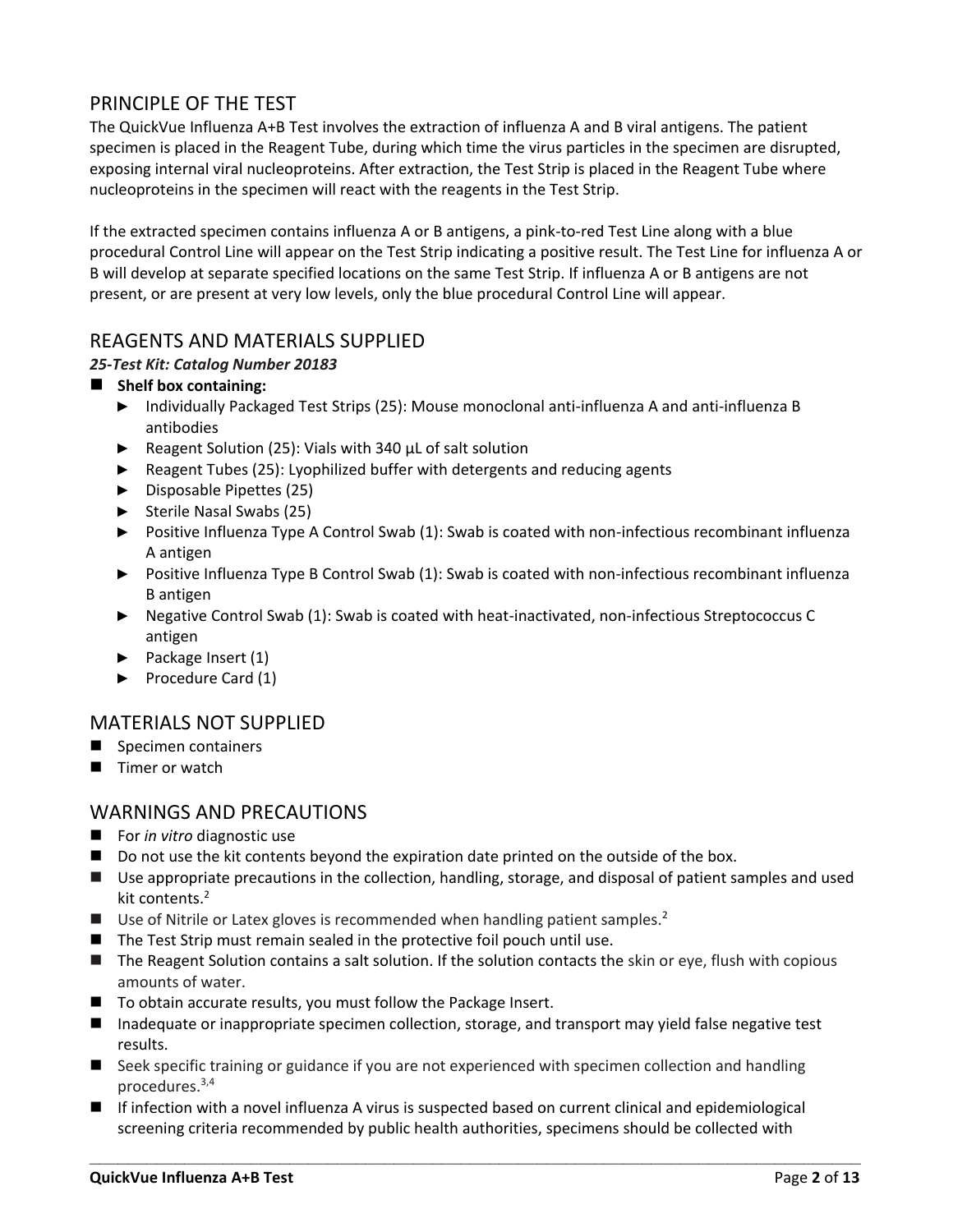## PRINCIPLE OF THE TEST

The QuickVue Influenza A+B Test involves the extraction of influenza A and B viral antigens. The patient specimen is placed in the Reagent Tube, during which time the virus particles in the specimen are disrupted, exposing internal viral nucleoproteins. After extraction, the Test Strip is placed in the Reagent Tube where nucleoproteins in the specimen will react with the reagents in the Test Strip.

If the extracted specimen contains influenza A or B antigens, a pink-to-red Test Line along with a blue procedural Control Line will appear on the Test Strip indicating a positive result. The Test Line for influenza A or B will develop at separate specified locations on the same Test Strip. If influenza A or B antigens are not present, or are present at very low levels, only the blue procedural Control Line will appear.

## REAGENTS AND MATERIALS SUPPLIED

***25-Test Kit: Catalog Number 20183***

- **Shelf box containing:**
  - Individually Packaged Test Strips (25): Mouse monoclonal anti-influenza A and anti-influenza B antibodies
  - Reagent Solution (25): Vials with 340 µL of salt solution
  - Reagent Tubes (25): Lyophilized buffer with detergents and reducing agents
  - Disposable Pipettes (25)
  - Sterile Nasal Swabs (25)
  - Positive Influenza Type A Control Swab (1): Swab is coated with non-infectious recombinant influenza A antigen
  - Positive Influenza Type B Control Swab (1): Swab is coated with non-infectious recombinant influenza B antigen
  - Negative Control Swab (1): Swab is coated with heat-inactivated, non-infectious Streptococcus C antigen
  - Package Insert (1)
  - Procedure Card (1)

## MATERIALS NOT SUPPLIED

- Specimen containers
- Timer or watch

## WARNINGS AND PRECAUTIONS

- For *in vitro* diagnostic use
- Do not use the kit contents beyond the expiration date printed on the outside of the box.
- Use appropriate precautions in the collection, handling, storage, and disposal of patient samples and used kit contents.[2]
- Use of Nitrile or Latex gloves is recommended when handling patient samples.[2]
- The Test Strip must remain sealed in the protective foil pouch until use.
- The Reagent Solution contains a salt solution. If the solution contacts the skin or eye, flush with copious amounts of water.
- To obtain accurate results, you must follow the Package Insert.
- Inadequate or inappropriate specimen collection, storage, and transport may yield false negative test results.
- Seek specific training or guidance if you are not experienced with specimen collection and handling procedures.[3,4]
- If infection with a novel influenza A virus is suspected based on current clinical and epidemiological screening criteria recommended by public health authorities, specimens should be collected with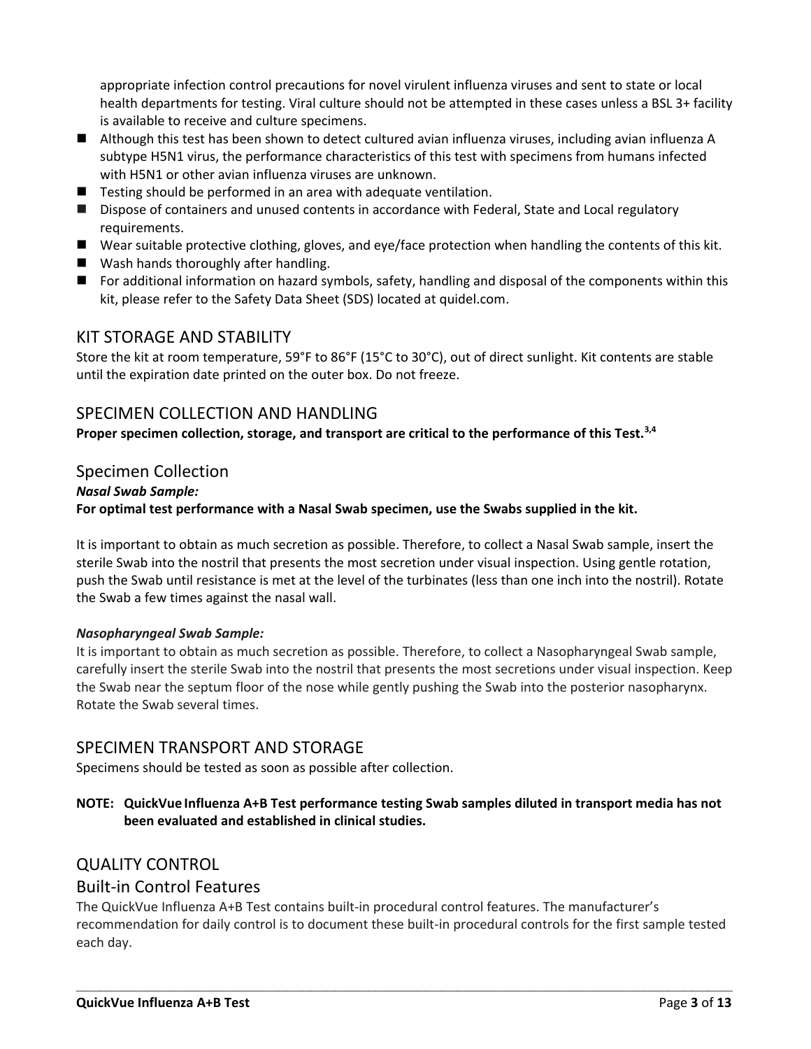appropriate infection control precautions for novel virulent influenza viruses and sent to state or local health departments for testing. Viral culture should not be attempted in these cases unless a BSL 3+ facility is available to receive and culture specimens.

- Although this test has been shown to detect cultured avian influenza viruses, including avian influenza A subtype H5N1 virus, the performance characteristics of this test with specimens from humans infected with H5N1 or other avian influenza viruses are unknown.
- Testing should be performed in an area with adequate ventilation.
- Dispose of containers and unused contents in accordance with Federal, State and Local regulatory requirements.
- Wear suitable protective clothing, gloves, and eye/face protection when handling the contents of this kit.
- Wash hands thoroughly after handling.
- For additional information on hazard symbols, safety, handling and disposal of the components within this kit, please refer to the Safety Data Sheet (SDS) located at quidel.com.

## KIT STORAGE AND STABILITY

Store the kit at room temperature, 59°F to 86°F (15°C to 30°C), out of direct sunlight. Kit contents are stable until the expiration date printed on the outer box. Do not freeze.

## SPECIMEN COLLECTION AND HANDLING

**Proper specimen collection, storage, and transport are critical to the performance of this Test.[3,4]**

### Specimen Collection

***Nasal Swab Sample:***

**For optimal test performance with a Nasal Swab specimen, use the Swabs supplied in the kit.**

It is important to obtain as much secretion as possible. Therefore, to collect a Nasal Swab sample, insert the sterile Swab into the nostril that presents the most secretion under visual inspection. Using gentle rotation, push the Swab until resistance is met at the level of the turbinates (less than one inch into the nostril). Rotate the Swab a few times against the nasal wall.

***Nasopharyngeal Swab Sample:***

It is important to obtain as much secretion as possible. Therefore, to collect a Nasopharyngeal Swab sample, carefully insert the sterile Swab into the nostril that presents the most secretions under visual inspection. Keep the Swab near the septum floor of the nose while gently pushing the Swab into the posterior nasopharynx. Rotate the Swab several times.

## SPECIMEN TRANSPORT AND STORAGE

Specimens should be tested as soon as possible after collection.

**NOTE: QuickVue Influenza A+B Test performance testing Swab samples diluted in transport media has not been evaluated and established in clinical studies.**

## QUALITY CONTROL

### Built-in Control Features

The QuickVue Influenza A+B Test contains built-in procedural control features. The manufacturer's recommendation for daily control is to document these built-in procedural controls for the first sample tested each day.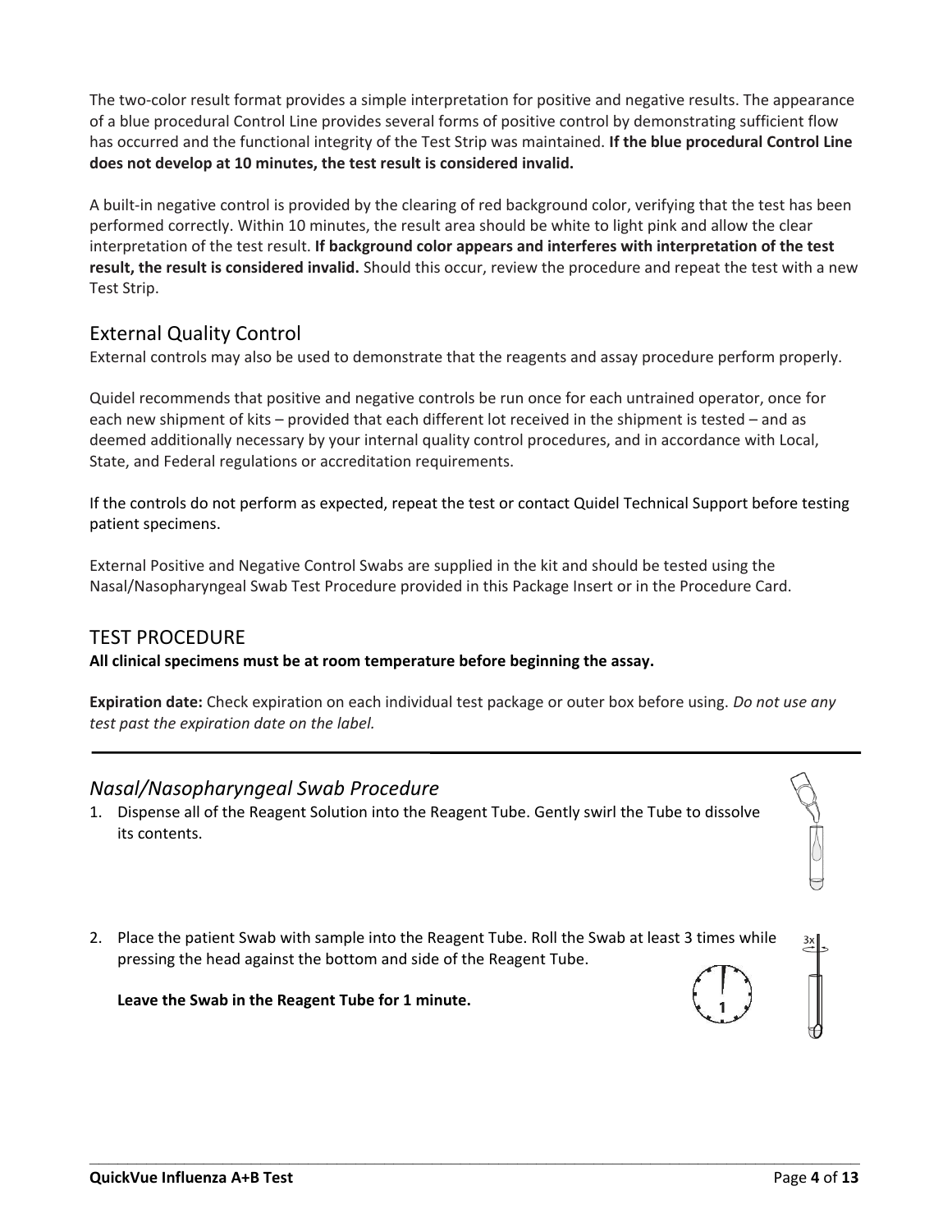The two-color result format provides a simple interpretation for positive and negative results. The appearance of a blue procedural Control Line provides several forms of positive control by demonstrating sufficient flow has occurred and the functional integrity of the Test Strip was maintained. **If the blue procedural Control Line does not develop at 10 minutes, the test result is considered invalid.**

A built-in negative control is provided by the clearing of red background color, verifying that the test has been performed correctly. Within 10 minutes, the result area should be white to light pink and allow the clear interpretation of the test result. **If background color appears and interferes with interpretation of the test result, the result is considered invalid.** Should this occur, review the procedure and repeat the test with a new Test Strip.

## External Quality Control

External controls may also be used to demonstrate that the reagents and assay procedure perform properly.

Quidel recommends that positive and negative controls be run once for each untrained operator, once for each new shipment of kits – provided that each different lot received in the shipment is tested – and as deemed additionally necessary by your internal quality control procedures, and in accordance with Local, State, and Federal regulations or accreditation requirements.

If the controls do not perform as expected, repeat the test or contact Quidel Technical Support before testing patient specimens.

External Positive and Negative Control Swabs are supplied in the kit and should be tested using the Nasal/Nasopharyngeal Swab Test Procedure provided in this Package Insert or in the Procedure Card.

## TEST PROCEDURE

**All clinical specimens must be at room temperature before beginning the assay.**

**Expiration date:** Check expiration on each individual test package or outer box before using. *Do not use any test past the expiration date on the label.*

### *Nasal/Nasopharyngeal Swab Procedure*

1. Dispense all of the Reagent Solution into the Reagent Tube. Gently swirl the Tube to dissolve its contents.

2. Place the patient Swab with sample into the Reagent Tube. Roll the Swab at least 3 times while pressing the head against the bottom and side of the Reagent Tube.

   **Leave the Swab in the Reagent Tube for 1 minute.**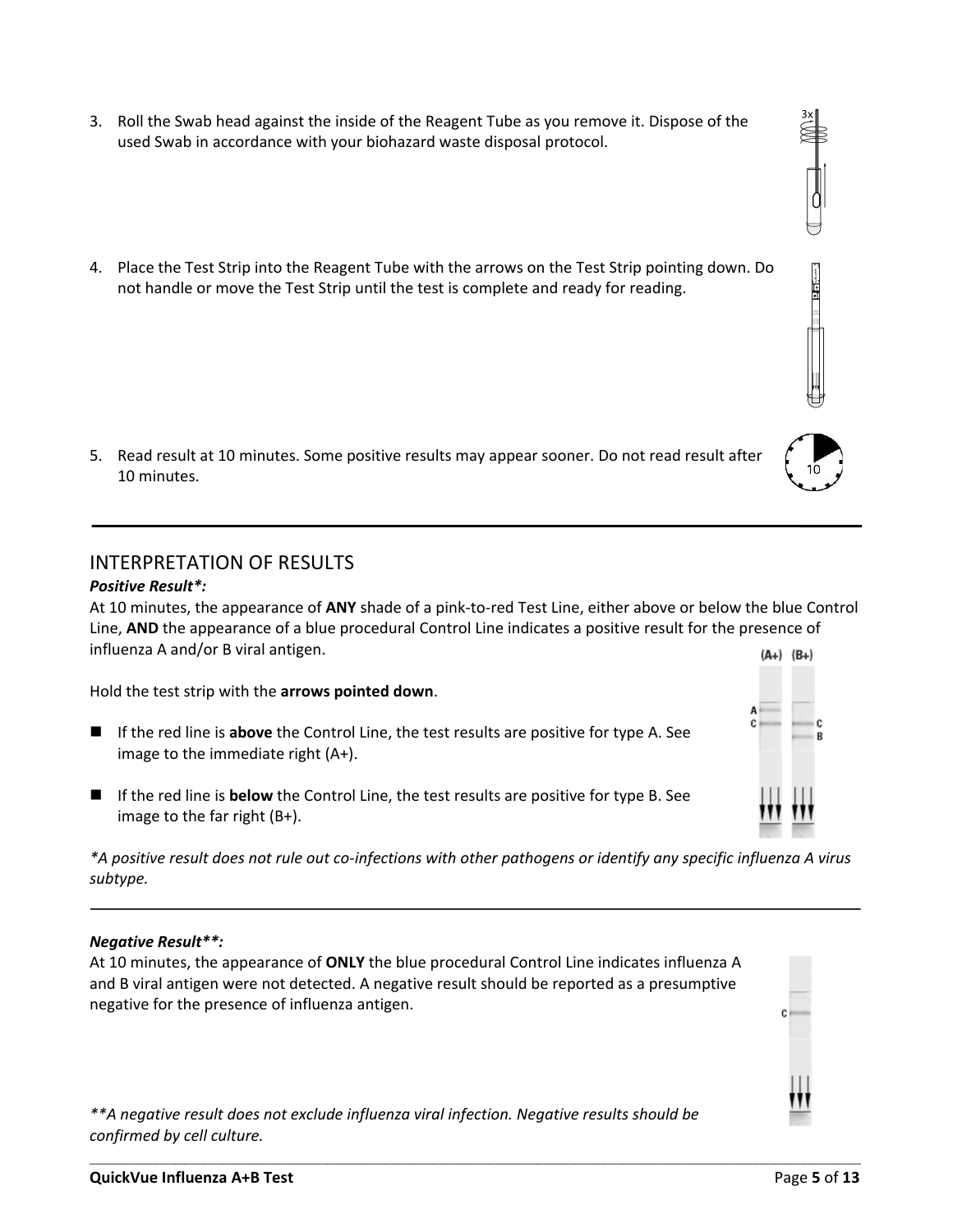3. Roll the Swab head against the inside of the Reagent Tube as you remove it. Dispose of the used Swab in accordance with your biohazard waste disposal protocol.

4. Place the Test Strip into the Reagent Tube with the arrows on the Test Strip pointing down. Do not handle or move the Test Strip until the test is complete and ready for reading.

5. Read result at 10 minutes. Some positive results may appear sooner. Do not read result after 10 minutes.

---

## INTERPRETATION OF RESULTS

***Positive Result*:***

At 10 minutes, the appearance of **ANY** shade of a pink-to-red Test Line, either above or below the blue Control Line, **AND** the appearance of a blue procedural Control Line indicates a positive result for the presence of influenza A and/or B viral antigen.

Hold the test strip with the **arrows pointed down**.

- If the red line is **above** the Control Line, the test results are positive for type A. See image to the immediate right (A+).
- If the red line is **below** the Control Line, the test results are positive for type B. See image to the far right (B+).

*\*A positive result does not rule out co-infections with other pathogens or identify any specific influenza A virus subtype.*

---

***Negative Result**:***

At 10 minutes, the appearance of **ONLY** the blue procedural Control Line indicates influenza A and B viral antigen were not detected. A negative result should be reported as a presumptive negative for the presence of influenza antigen.

*\*\*A negative result does not exclude influenza viral infection. Negative results should be confirmed by cell culture.*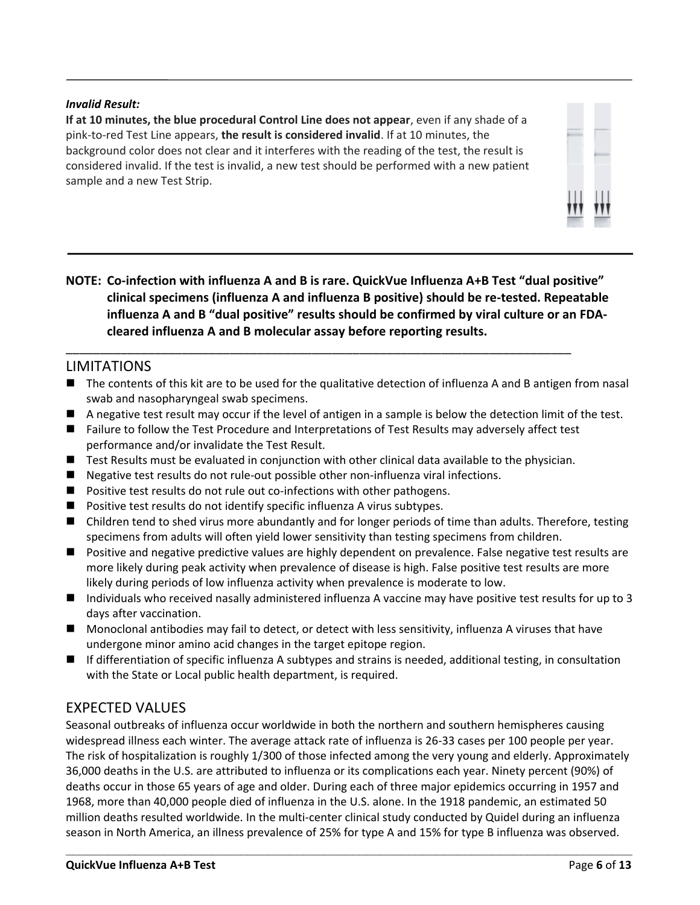***Invalid Result:***
**If at 10 minutes, the blue procedural Control Line does not appear**, even if any shade of a pink-to-red Test Line appears, **the result is considered invalid**. If at 10 minutes, the background color does not clear and it interferes with the reading of the test, the result is considered invalid. If the test is invalid, a new test should be performed with a new patient sample and a new Test Strip.

**NOTE: Co-infection with influenza A and B is rare. QuickVue Influenza A+B Test "dual positive" clinical specimens (influenza A and influenza B positive) should be re-tested. Repeatable influenza A and B "dual positive" results should be confirmed by viral culture or an FDA-cleared influenza A and B molecular assay before reporting results.**

## LIMITATIONS

- The contents of this kit are to be used for the qualitative detection of influenza A and B antigen from nasal swab and nasopharyngeal swab specimens.
- A negative test result may occur if the level of antigen in a sample is below the detection limit of the test.
- Failure to follow the Test Procedure and Interpretations of Test Results may adversely affect test performance and/or invalidate the Test Result.
- Test Results must be evaluated in conjunction with other clinical data available to the physician.
- Negative test results do not rule-out possible other non-influenza viral infections.
- Positive test results do not rule out co-infections with other pathogens.
- Positive test results do not identify specific influenza A virus subtypes.
- Children tend to shed virus more abundantly and for longer periods of time than adults. Therefore, testing specimens from adults will often yield lower sensitivity than testing specimens from children.
- Positive and negative predictive values are highly dependent on prevalence. False negative test results are more likely during peak activity when prevalence of disease is high. False positive test results are more likely during periods of low influenza activity when prevalence is moderate to low.
- Individuals who received nasally administered influenza A vaccine may have positive test results for up to 3 days after vaccination.
- Monoclonal antibodies may fail to detect, or detect with less sensitivity, influenza A viruses that have undergone minor amino acid changes in the target epitope region.
- If differentiation of specific influenza A subtypes and strains is needed, additional testing, in consultation with the State or Local public health department, is required.

## EXPECTED VALUES

Seasonal outbreaks of influenza occur worldwide in both the northern and southern hemispheres causing widespread illness each winter. The average attack rate of influenza is 26-33 cases per 100 people per year. The risk of hospitalization is roughly 1/300 of those infected among the very young and elderly. Approximately 36,000 deaths in the U.S. are attributed to influenza or its complications each year. Ninety percent (90%) of deaths occur in those 65 years of age and older. During each of three major epidemics occurring in 1957 and 1968, more than 40,000 people died of influenza in the U.S. alone. In the 1918 pandemic, an estimated 50 million deaths resulted worldwide. In the multi-center clinical study conducted by Quidel during an influenza season in North America, an illness prevalence of 25% for type A and 15% for type B influenza was observed.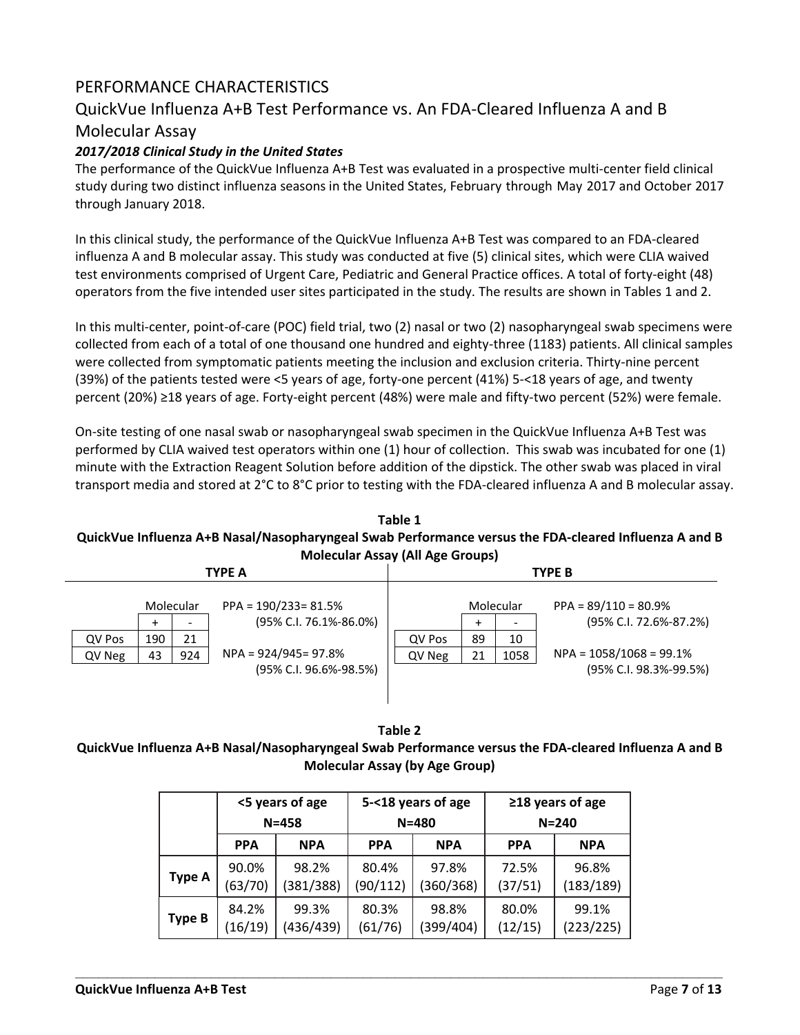## PERFORMANCE CHARACTERISTICS

## QuickVue Influenza A+B Test Performance vs. An FDA-Cleared Influenza A and B Molecular Assay

### *2017/2018 Clinical Study in the United States*

The performance of the QuickVue Influenza A+B Test was evaluated in a prospective multi-center field clinical study during two distinct influenza seasons in the United States, February through May 2017 and October 2017 through January 2018.

In this clinical study, the performance of the QuickVue Influenza A+B Test was compared to an FDA-cleared influenza A and B molecular assay. This study was conducted at five (5) clinical sites, which were CLIA waived test environments comprised of Urgent Care, Pediatric and General Practice offices. A total of forty-eight (48) operators from the five intended user sites participated in the study. The results are shown in Tables 1 and 2.

In this multi-center, point-of-care (POC) field trial, two (2) nasal or two (2) nasopharyngeal swab specimens were collected from each of a total of one thousand one hundred and eighty-three (1183) patients. All clinical samples were collected from symptomatic patients meeting the inclusion and exclusion criteria. Thirty-nine percent (39%) of the patients tested were <5 years of age, forty-one percent (41%) 5-<18 years of age, and twenty percent (20%) ≥18 years of age. Forty-eight percent (48%) were male and fifty-two percent (52%) were female.

On-site testing of one nasal swab or nasopharyngeal swab specimen in the QuickVue Influenza A+B Test was performed by CLIA waived test operators within one (1) hour of collection. This swab was incubated for one (1) minute with the Extraction Reagent Solution before addition of the dipstick. The other swab was placed in viral transport media and stored at 2°C to 8°C prior to testing with the FDA-cleared influenza A and B molecular assay.

**Table 1**
**QuickVue Influenza A+B Nasal/Nasopharyngeal Swab Performance versus the FDA-cleared Influenza A and B Molecular Assay (All Age Groups)**

**TYPE A**

| | Molecular | |
|---|---|---|
| | + | - |
| QV Pos | 190 | 21 |
| QV Neg | 43 | 924 |

PPA = 190/233= 81.5% (95% C.I. 76.1%-86.0%)

NPA = 924/945= 97.8% (95% C.I. 96.6%-98.5%)

**TYPE B**

| | Molecular | |
|---|---|---|
| | + | - |
| QV Pos | 89 | 10 |
| QV Neg | 21 | 1058 |

PPA = 89/110 = 80.9% (95% C.I. 72.6%-87.2%)

NPA = 1058/1068 = 99.1% (95% C.I. 98.3%-99.5%)

**Table 2**
**QuickVue Influenza A+B Nasal/Nasopharyngeal Swab Performance versus the FDA-cleared Influenza A and B Molecular Assay (by Age Group)**

| | <5 years of age N=458 | | 5-<18 years of age N=480 | | ≥18 years of age N=240 | |
|---|---|---|---|---|---|---|
| | **PPA** | **NPA** | **PPA** | **NPA** | **PPA** | **NPA** |
| **Type A** | 90.0% (63/70) | 98.2% (381/388) | 80.4% (90/112) | 97.8% (360/368) | 72.5% (37/51) | 96.8% (183/189) |
| **Type B** | 84.2% (16/19) | 99.3% (436/439) | 80.3% (61/76) | 98.8% (399/404) | 80.0% (12/15) | 99.1% (223/225) |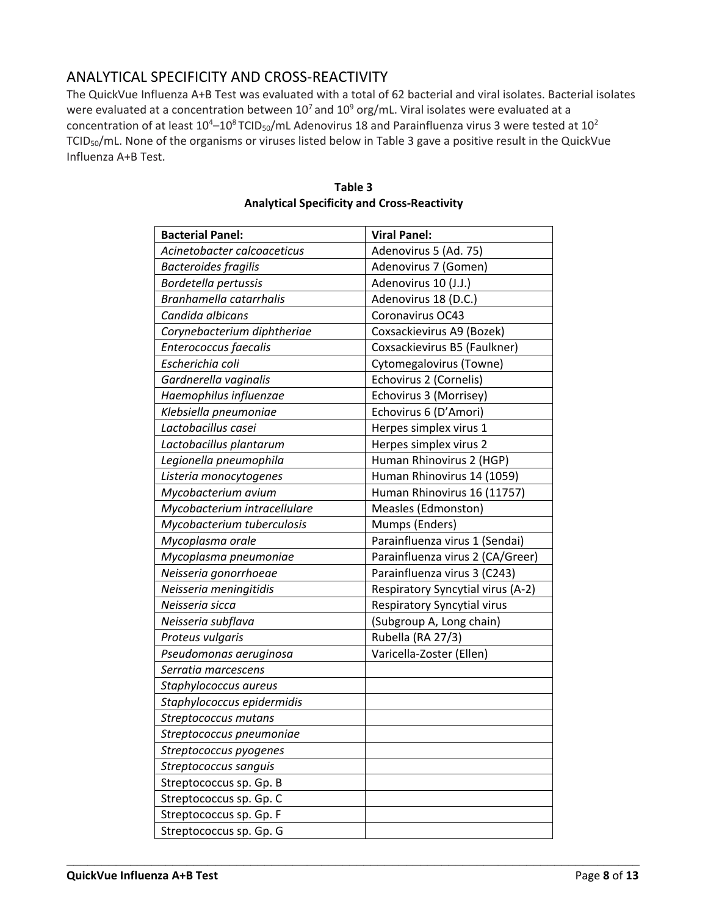## ANALYTICAL SPECIFICITY AND CROSS-REACTIVITY

The QuickVue Influenza A+B Test was evaluated with a total of 62 bacterial and viral isolates. Bacterial isolates were evaluated at a concentration between $10^7$ and $10^9$ org/mL. Viral isolates were evaluated at a concentration of at least $10^4$–$10^8$ $TCID_{50}$/mL Adenovirus 18 and Parainfluenza virus 3 were tested at $10^2$ $TCID_{50}$/mL. None of the organisms or viruses listed below in Table 3 gave a positive result in the QuickVue Influenza A+B Test.

**Table 3**
**Analytical Specificity and Cross-Reactivity**

| **Bacterial Panel:** | **Viral Panel:** |
|---|---|
| *Acinetobacter calcoaceticus* | Adenovirus 5 (Ad. 75) |
| *Bacteroides fragilis* | Adenovirus 7 (Gomen) |
| *Bordetella pertussis* | Adenovirus 10 (J.J.) |
| *Branhamella catarrhalis* | Adenovirus 18 (D.C.) |
| *Candida albicans* | Coronavirus OC43 |
| *Corynebacterium diphtheriae* | Coxsackievirus A9 (Bozek) |
| *Enterococcus faecalis* | Coxsackievirus B5 (Faulkner) |
| *Escherichia coli* | Cytomegalovirus (Towne) |
| *Gardnerella vaginalis* | Echovirus 2 (Cornelis) |
| *Haemophilus influenzae* | Echovirus 3 (Morrisey) |
| *Klebsiella pneumoniae* | Echovirus 6 (D'Amori) |
| *Lactobacillus casei* | Herpes simplex virus 1 |
| *Lactobacillus plantarum* | Herpes simplex virus 2 |
| *Legionella pneumophila* | Human Rhinovirus 2 (HGP) |
| *Listeria monocytogenes* | Human Rhinovirus 14 (1059) |
| *Mycobacterium avium* | Human Rhinovirus 16 (11757) |
| *Mycobacterium intracellulare* | Measles (Edmonston) |
| *Mycobacterium tuberculosis* | Mumps (Enders) |
| *Mycoplasma orale* | Parainfluenza virus 1 (Sendai) |
| *Mycoplasma pneumoniae* | Parainfluenza virus 2 (CA/Greer) |
| *Neisseria gonorrhoeae* | Parainfluenza virus 3 (C243) |
| *Neisseria meningitidis* | Respiratory Syncytial virus (A-2) |
| *Neisseria sicca* | Respiratory Syncytial virus |
| *Neisseria subflava* | (Subgroup A, Long chain) |
| *Proteus vulgaris* | Rubella (RA 27/3) |
| *Pseudomonas aeruginosa* | Varicella-Zoster (Ellen) |
| *Serratia marcescens* | |
| *Staphylococcus aureus* | |
| *Staphylococcus epidermidis* | |
| *Streptococcus mutans* | |
| *Streptococcus pneumoniae* | |
| *Streptococcus pyogenes* | |
| *Streptococcus sanguis* | |
| Streptococcus sp. Gp. B | |
| Streptococcus sp. Gp. C | |
| Streptococcus sp. Gp. F | |
| Streptococcus sp. Gp. G | |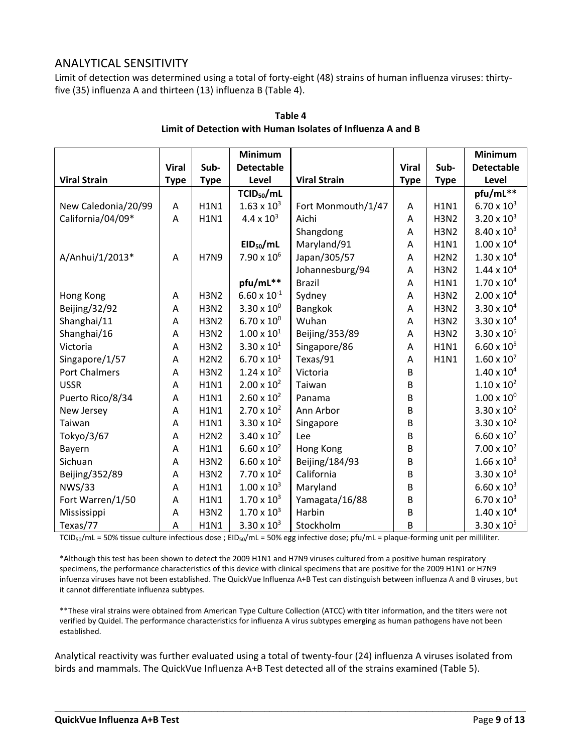## ANALYTICAL SENSITIVITY

Limit of detection was determined using a total of forty-eight (48) strains of human influenza viruses: thirty-five (35) influenza A and thirteen (13) influenza B (Table 4).

**Table 4**
**Limit of Detection with Human Isolates of Influenza A and B**

| Viral Strain | Viral Type | Sub-Type | Minimum Detectable Level | Viral Strain | Viral Type | Sub-Type | Minimum Detectable Level |
|---|---|---|---|---|---|---|---|
| | | | **$TCID_{50}$/mL** | | | | **pfu/mL**** |
| New Caledonia/20/99 | A | H1N1 | $1.63 \times 10^3$ | Fort Monmouth/1/47 | A | H1N1 | $6.70 \times 10^3$ |
| California/04/09* | A | H1N1 | $4.4 \times 10^3$ | Aichi | A | H3N2 | $3.20 \times 10^3$ |
| | | | | Shangdong | A | H3N2 | $8.40 \times 10^3$ |
| | | | **$EID_{50}$/mL** | Maryland/91 | A | H1N1 | $1.00 \times 10^4$ |
| A/Anhui/1/2013* | A | H7N9 | $7.90 \times 10^6$ | Japan/305/57 | A | H2N2 | $1.30 \times 10^4$ |
| | | | | Johannesburg/94 | A | H3N2 | $1.44 \times 10^4$ |
| | | | **pfu/mL**** | Brazil | A | H1N1 | $1.70 \times 10^4$ |
| Hong Kong | A | H3N2 | $6.60 \times 10^{-1}$ | Sydney | A | H3N2 | $2.00 \times 10^4$ |
| Beijing/32/92 | A | H3N2 | $3.30 \times 10^0$ | Bangkok | A | H3N2 | $3.30 \times 10^4$ |
| Shanghai/11 | A | H3N2 | $6.70 \times 10^0$ | Wuhan | A | H3N2 | $3.30 \times 10^4$ |
| Shanghai/16 | A | H3N2 | $1.00 \times 10^1$ | Beijing/353/89 | A | H3N2 | $3.30 \times 10^5$ |
| Victoria | A | H3N2 | $3.30 \times 10^1$ | Singapore/86 | A | H1N1 | $6.60 \times 10^5$ |
| Singapore/1/57 | A | H2N2 | $6.70 \times 10^1$ | Texas/91 | A | H1N1 | $1.60 \times 10^7$ |
| Port Chalmers | A | H3N2 | $1.24 \times 10^2$ | Victoria | B | | $1.40 \times 10^4$ |
| USSR | A | H1N1 | $2.00 \times 10^2$ | Taiwan | B | | $1.10 \times 10^2$ |
| Puerto Rico/8/34 | A | H1N1 | $2.60 \times 10^2$ | Panama | B | | $1.00 \times 10^0$ |
| New Jersey | A | H1N1 | $2.70 \times 10^2$ | Ann Arbor | B | | $3.30 \times 10^2$ |
| Taiwan | A | H1N1 | $3.30 \times 10^2$ | Singapore | B | | $3.30 \times 10^2$ |
| Tokyo/3/67 | A | H2N2 | $3.40 \times 10^2$ | Lee | B | | $6.60 \times 10^2$ |
| Bayern | A | H1N1 | $6.60 \times 10^2$ | Hong Kong | B | | $7.00 \times 10^2$ |
| Sichuan | A | H3N2 | $6.60 \times 10^2$ | Beijing/184/93 | B | | $1.66 \times 10^3$ |
| Beijing/352/89 | A | H3N2 | $7.70 \times 10^2$ | California | B | | $3.30 \times 10^3$ |
| NWS/33 | A | H1N1 | $1.00 \times 10^3$ | Maryland | B | | $6.60 \times 10^3$ |
| Fort Warren/1/50 | A | H1N1 | $1.70 \times 10^3$ | Yamagata/16/88 | B | | $6.70 \times 10^3$ |
| Mississippi | A | H3N2 | $1.70 \times 10^3$ | Harbin | B | | $1.40 \times 10^4$ |
| Texas/77 | A | H1N1 | $3.30 \times 10^3$ | Stockholm | B | | $3.30 \times 10^5$ |

$TCID_{50}$/mL = 50% tissue culture infectious dose ; $EID_{50}$/mL = 50% egg infective dose; pfu/mL = plaque-forming unit per milliliter.

*Although this test has been shown to detect the 2009 H1N1 and H7N9 viruses cultured from a positive human respiratory specimens, the performance characteristics of this device with clinical specimens that are positive for the 2009 H1N1 or H7N9 infuenza viruses have not been established. The QuickVue Influenza A+B Test can distinguish between influenza A and B viruses, but it cannot differentiate influenza subtypes.

**These viral strains were obtained from American Type Culture Collection (ATCC) with titer information, and the titers were not verified by Quidel. The performance characteristics for influenza A virus subtypes emerging as human pathogens have not been established.

Analytical reactivity was further evaluated using a total of twenty-four (24) influenza A viruses isolated from birds and mammals. The QuickVue Influenza A+B Test detected all of the strains examined (Table 5).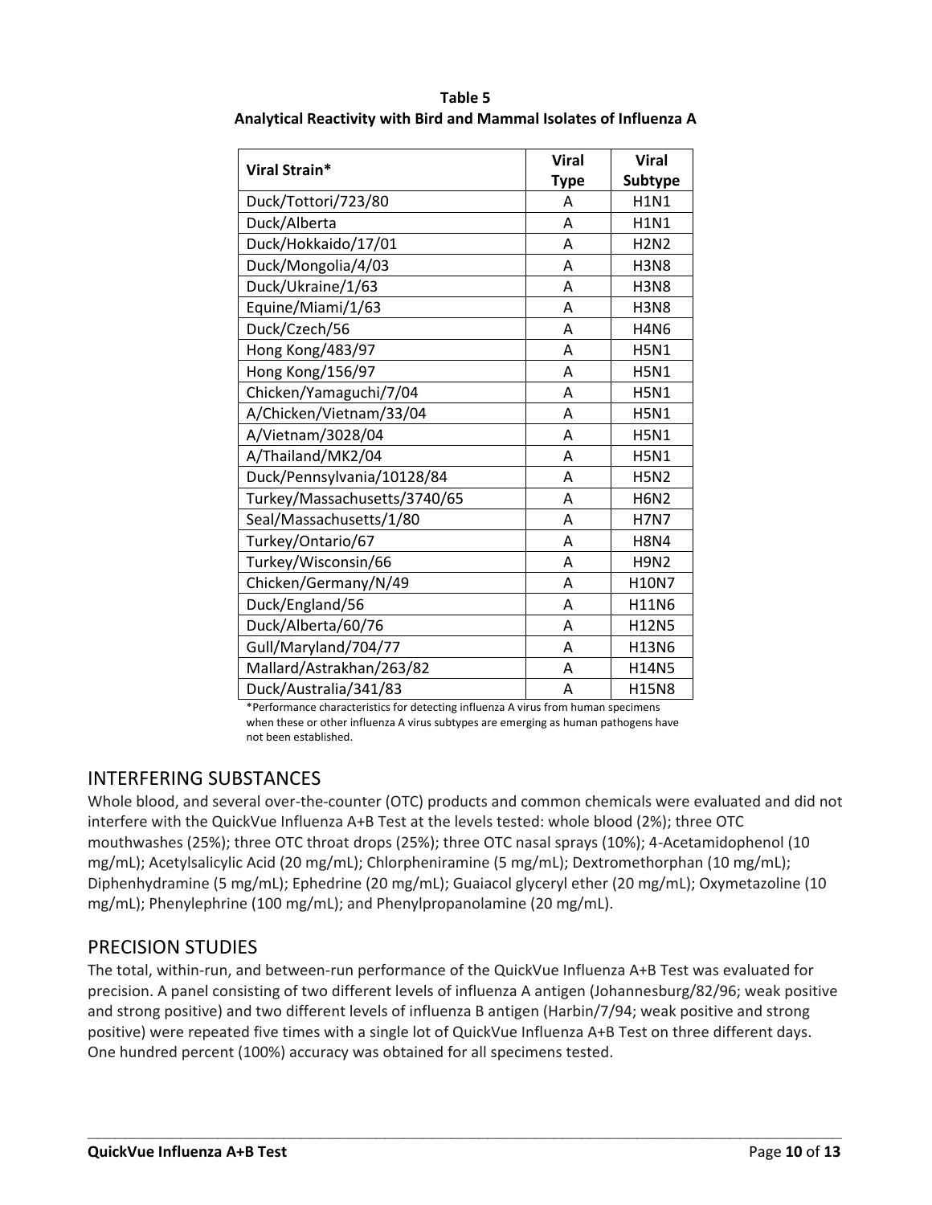**Table 5**
**Analytical Reactivity with Bird and Mammal Isolates of Influenza A**

| Viral Strain* | Viral Type | Viral Subtype |
|---|---|---|
| Duck/Tottori/723/80 | A | H1N1 |
| Duck/Alberta | A | H1N1 |
| Duck/Hokkaido/17/01 | A | H2N2 |
| Duck/Mongolia/4/03 | A | H3N8 |
| Duck/Ukraine/1/63 | A | H3N8 |
| Equine/Miami/1/63 | A | H3N8 |
| Duck/Czech/56 | A | H4N6 |
| Hong Kong/483/97 | A | H5N1 |
| Hong Kong/156/97 | A | H5N1 |
| Chicken/Yamaguchi/7/04 | A | H5N1 |
| A/Chicken/Vietnam/33/04 | A | H5N1 |
| A/Vietnam/3028/04 | A | H5N1 |
| A/Thailand/MK2/04 | A | H5N1 |
| Duck/Pennsylvania/10128/84 | A | H5N2 |
| Turkey/Massachusetts/3740/65 | A | H6N2 |
| Seal/Massachusetts/1/80 | A | H7N7 |
| Turkey/Ontario/67 | A | H8N4 |
| Turkey/Wisconsin/66 | A | H9N2 |
| Chicken/Germany/N/49 | A | H10N7 |
| Duck/England/56 | A | H11N6 |
| Duck/Alberta/60/76 | A | H12N5 |
| Gull/Maryland/704/77 | A | H13N6 |
| Mallard/Astrakhan/263/82 | A | H14N5 |
| Duck/Australia/341/83 | A | H15N8 |

*Performance characteristics for detecting influenza A virus from human specimens when these or other influenza A virus subtypes are emerging as human pathogens have not been established.

## INTERFERING SUBSTANCES

Whole blood, and several over-the-counter (OTC) products and common chemicals were evaluated and did not interfere with the QuickVue Influenza A+B Test at the levels tested: whole blood (2%); three OTC mouthwashes (25%); three OTC throat drops (25%); three OTC nasal sprays (10%); 4-Acetamidophenol (10 mg/mL); Acetylsalicylic Acid (20 mg/mL); Chlorpheniramine (5 mg/mL); Dextromethorphan (10 mg/mL); Diphenhydramine (5 mg/mL); Ephedrine (20 mg/mL); Guaiacol glyceryl ether (20 mg/mL); Oxymetazoline (10 mg/mL); Phenylephrine (100 mg/mL); and Phenylpropanolamine (20 mg/mL).

## PRECISION STUDIES

The total, within-run, and between-run performance of the QuickVue Influenza A+B Test was evaluated for precision. A panel consisting of two different levels of influenza A antigen (Johannesburg/82/96; weak positive and strong positive) and two different levels of influenza B antigen (Harbin/7/94; weak positive and strong positive) were repeated five times with a single lot of QuickVue Influenza A+B Test on three different days. One hundred percent (100%) accuracy was obtained for all specimens tested.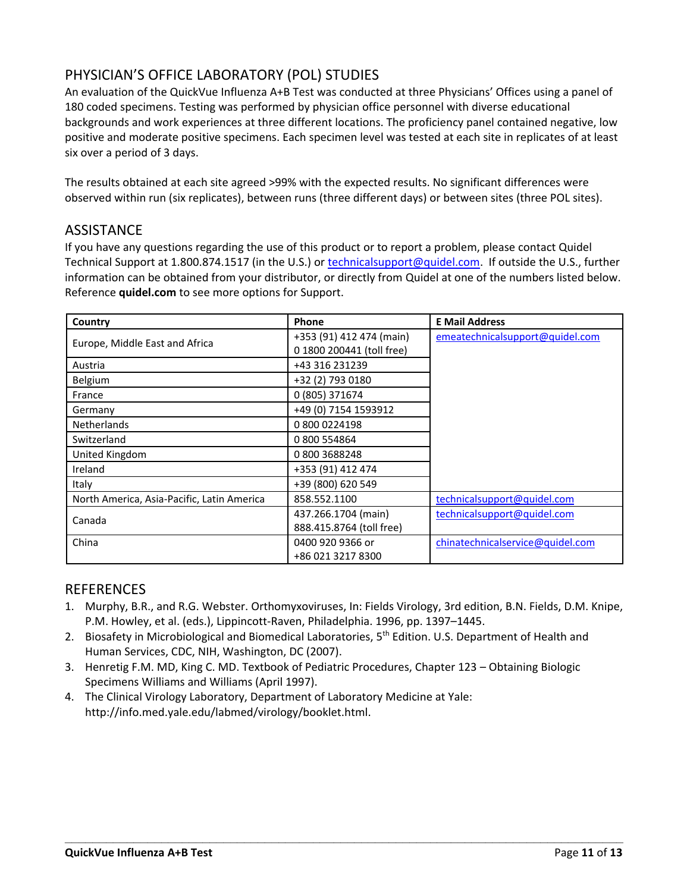## PHYSICIAN'S OFFICE LABORATORY (POL) STUDIES

An evaluation of the QuickVue Influenza A+B Test was conducted at three Physicians' Offices using a panel of 180 coded specimens. Testing was performed by physician office personnel with diverse educational backgrounds and work experiences at three different locations. The proficiency panel contained negative, low positive and moderate positive specimens. Each specimen level was tested at each site in replicates of at least six over a period of 3 days.

The results obtained at each site agreed >99% with the expected results. No significant differences were observed within run (six replicates), between runs (three different days) or between sites (three POL sites).

## ASSISTANCE

If you have any questions regarding the use of this product or to report a problem, please contact Quidel Technical Support at 1.800.874.1517 (in the U.S.) or technicalsupport@quidel.com. If outside the U.S., further information can be obtained from your distributor, or directly from Quidel at one of the numbers listed below. Reference **quidel.com** to see more options for Support.

| Country | Phone | E Mail Address |
|---|---|---|
| Europe, Middle East and Africa | +353 (91) 412 474 (main)<br>0 1800 200441 (toll free) | emeatechnicalsupport@quidel.com |
| Austria | +43 316 231239 | |
| Belgium | +32 (2) 793 0180 | |
| France | 0 (805) 371674 | |
| Germany | +49 (0) 7154 1593912 | |
| Netherlands | 0 800 0224198 | |
| Switzerland | 0 800 554864 | |
| United Kingdom | 0 800 3688248 | |
| Ireland | +353 (91) 412 474 | |
| Italy | +39 (800) 620 549 | |
| North America, Asia-Pacific, Latin America | 858.552.1100 | technicalsupport@quidel.com |
| Canada | 437.266.1704 (main)<br>888.415.8764 (toll free) | technicalsupport@quidel.com |
| China | 0400 920 9366 or<br>+86 021 3217 8300 | chinatechnicalservice@quidel.com |

## REFERENCES

1. Murphy, B.R., and R.G. Webster. Orthomyxoviruses, In: Fields Virology, 3rd edition, B.N. Fields, D.M. Knipe, P.M. Howley, et al. (eds.), Lippincott-Raven, Philadelphia. 1996, pp. 1397–1445.
2. Biosafety in Microbiological and Biomedical Laboratories, 5th Edition. U.S. Department of Health and Human Services, CDC, NIH, Washington, DC (2007).
3. Henretig F.M. MD, King C. MD. Textbook of Pediatric Procedures, Chapter 123 – Obtaining Biologic Specimens Williams and Williams (April 1997).
4. The Clinical Virology Laboratory, Department of Laboratory Medicine at Yale: http://info.med.yale.edu/labmed/virology/booklet.html.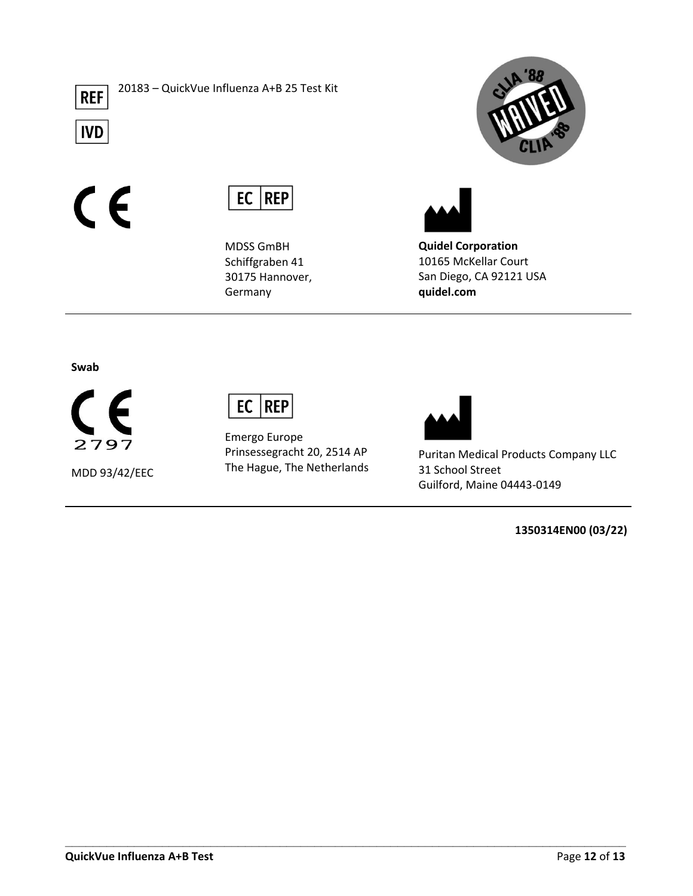REF 20183 – QuickVue Influenza A+B 25 Test Kit

IVD

CLIA '88 WAIVED CLIA '88

CE

EC REP

MDSS GmBH
Schiffgraben 41
30175 Hannover,
Germany

**Quidel Corporation**
10165 McKellar Court
San Diego, CA 92121 USA
**quidel.com**

---

**Swab**

CE 2797

MDD 93/42/EEC

EC REP

Emergo Europe
Prinsessegracht 20, 2514 AP
The Hague, The Netherlands

Puritan Medical Products Company LLC
31 School Street
Guilford, Maine 04443-0149

---

**1350314EN00 (03/22)**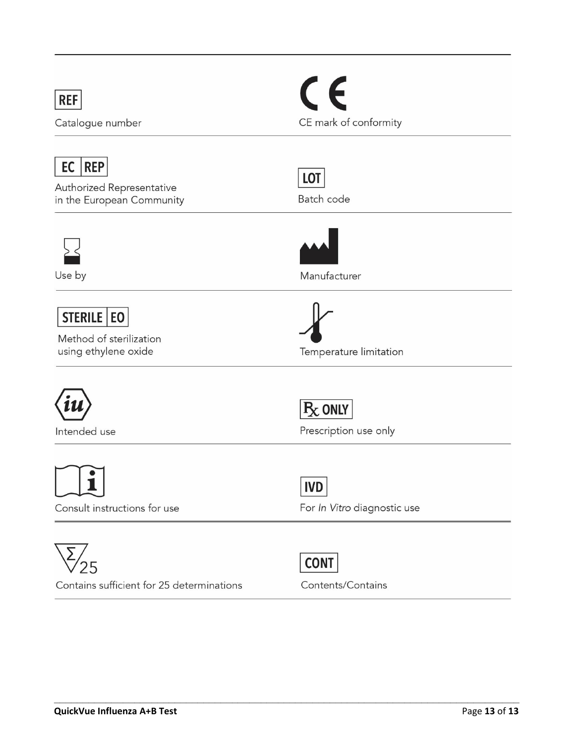| | |
|---|---|
| REF<br>Catalogue number | CE<br>CE mark of conformity |
| EC REP<br>Authorized Representative in the European Community | LOT<br>Batch code |
| Use by | Manufacturer |
| STERILE EO<br>Method of sterilization using ethylene oxide | Temperature limitation |
| *iu*<br>Intended use | Rx ONLY<br>Prescription use only |
| Consult instructions for use | IVD<br>For *In Vitro* diagnostic use |
| Σ 25<br>Contains sufficient for 25 determinations | CONT<br>Contents/Contains |